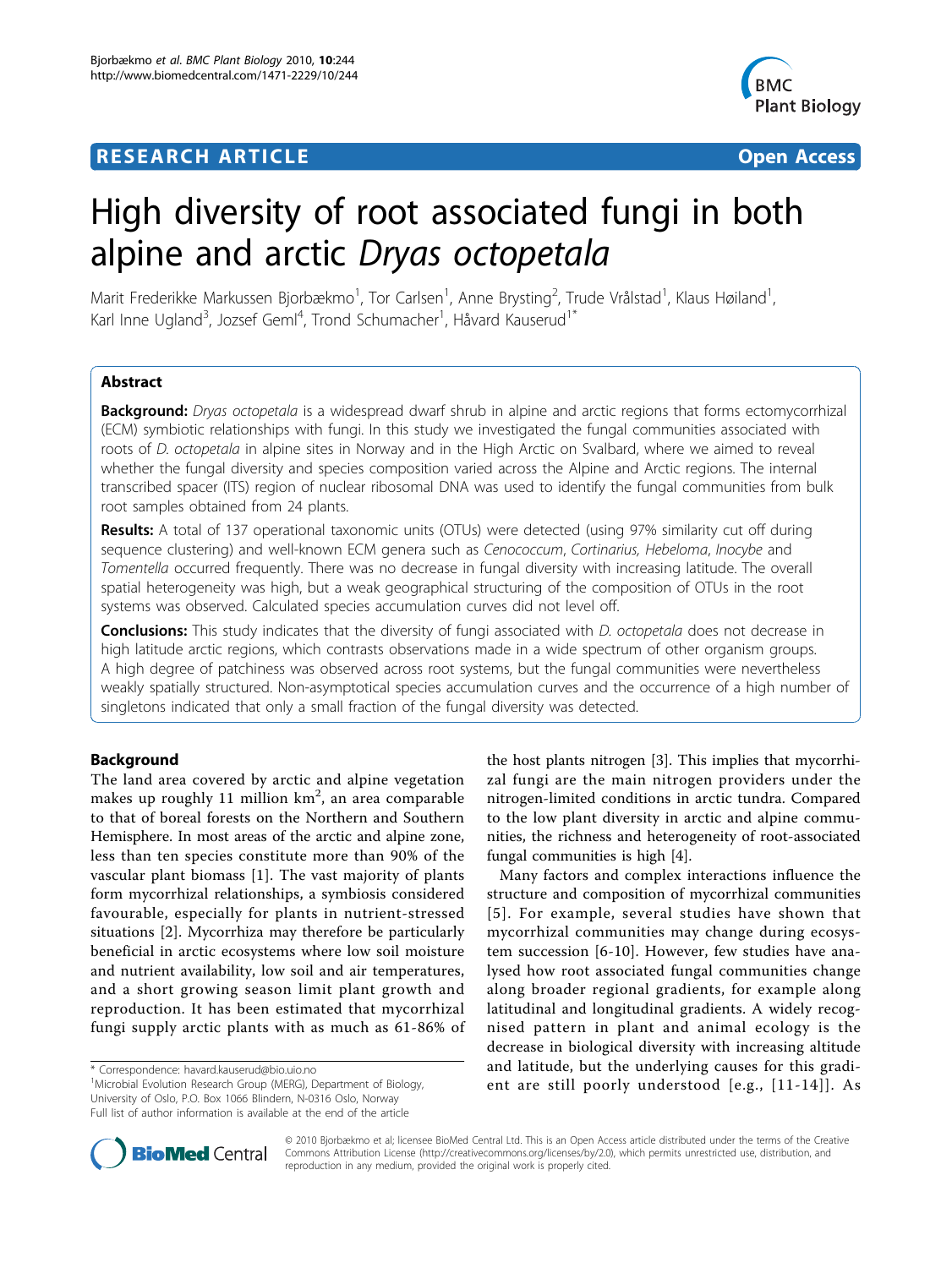RESEARCH ARTICLE **Open Access**

# High diversity of root associated fungi in both alpine and arctic *Dryas octopetala*

Marit Frederikke Markussen Bjorbækmo[1], Tor Carlsen[1], Anne Brysting[2], Trude Vrålstad[1], Klaus Høiland[1], Karl Inne Ugland[3], Jozsef Geml[4], Trond Schumacher[1], Håvard Kauserud[1*]

## Abstract

**Background:** *Dryas octopetala* is a widespread dwarf shrub in alpine and arctic regions that forms ectomycorrhizal (ECM) symbiotic relationships with fungi. In this study we investigated the fungal communities associated with roots of *D. octopetala* in alpine sites in Norway and in the High Arctic on Svalbard, where we aimed to reveal whether the fungal diversity and species composition varied across the Alpine and Arctic regions. The internal transcribed spacer (ITS) region of nuclear ribosomal DNA was used to identify the fungal communities from bulk root samples obtained from 24 plants.

**Results:** A total of 137 operational taxonomic units (OTUs) were detected (using 97% similarity cut off during sequence clustering) and well-known ECM genera such as *Cenococcum*, *Cortinarius*, *Hebeloma*, *Inocybe* and *Tomentella* occurred frequently. There was no decrease in fungal diversity with increasing latitude. The overall spatial heterogeneity was high, but a weak geographical structuring of the composition of OTUs in the root systems was observed. Calculated species accumulation curves did not level off.

**Conclusions:** This study indicates that the diversity of fungi associated with *D. octopetala* does not decrease in high latitude arctic regions, which contrasts observations made in a wide spectrum of other organism groups. A high degree of patchiness was observed across root systems, but the fungal communities were nevertheless weakly spatially structured. Non-asymptotical species accumulation curves and the occurrence of a high number of singletons indicated that only a small fraction of the fungal diversity was detected.

## Background

The land area covered by arctic and alpine vegetation makes up roughly 11 million km$^2$, an area comparable to that of boreal forests on the Northern and Southern Hemisphere. In most areas of the arctic and alpine zone, less than ten species constitute more than 90% of the vascular plant biomass [1]. The vast majority of plants form mycorrhizal relationships, a symbiosis considered favourable, especially for plants in nutrient-stressed situations [2]. Mycorrhiza may therefore be particularly beneficial in arctic ecosystems where low soil moisture and nutrient availability, low soil and air temperatures, and a short growing season limit plant growth and reproduction. It has been estimated that mycorrhizal fungi supply arctic plants with as much as 61-86% of the host plants nitrogen [3]. This implies that mycorrhizal fungi are the main nitrogen providers under the nitrogen-limited conditions in arctic tundra. Compared to the low plant diversity in arctic and alpine communities, the richness and heterogeneity of root-associated fungal communities is high [4].

Many factors and complex interactions influence the structure and composition of mycorrhizal communities [5]. For example, several studies have shown that mycorrhizal communities may change during ecosystem succession [6-10]. However, few studies have analysed how root associated fungal communities change along broader regional gradients, for example along latitudinal and longitudinal gradients. A widely recognised pattern in plant and animal ecology is the decrease in biological diversity with increasing altitude and latitude, but the underlying causes for this gradient are still poorly understood [e.g., [11-14]]. As

\* Correspondence: havard.kauserud@bio.uio.no
[1]Microbial Evolution Research Group (MERG), Department of Biology, University of Oslo, P.O. Box 1066 Blindern, N-0316 Oslo, Norway
Full list of author information is available at the end of the article

© 2010 Bjorbækmo et al; licensee BioMed Central Ltd. This is an Open Access article distributed under the terms of the Creative Commons Attribution License (http://creativecommons.org/licenses/by/2.0), which permits unrestricted use, distribution, and reproduction in any medium, provided the original work is properly cited.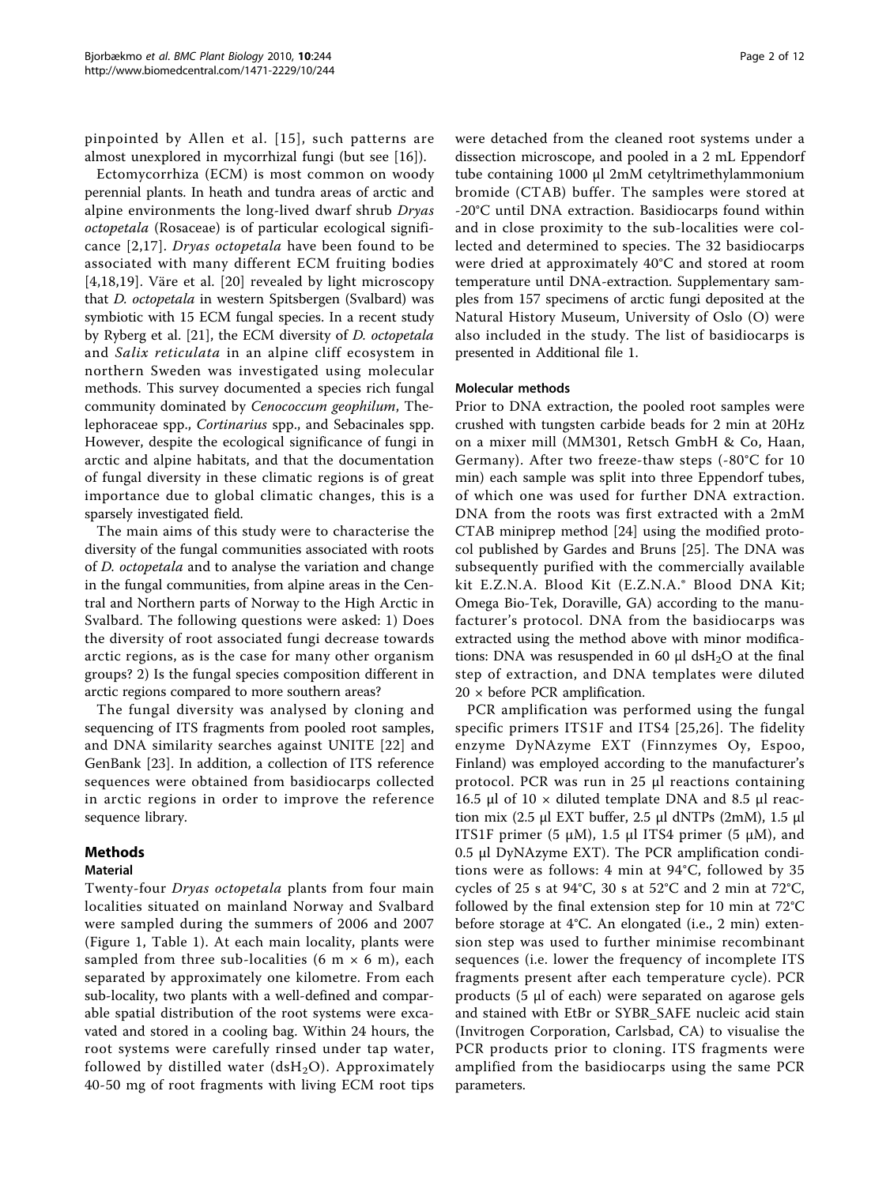pinpointed by Allen et al. [15], such patterns are almost unexplored in mycorrhizal fungi (but see [16]).

Ectomycorrhiza (ECM) is most common on woody perennial plants. In heath and tundra areas of arctic and alpine environments the long-lived dwarf shrub *Dryas octopetala* (Rosaceae) is of particular ecological significance [2,17]. *Dryas octopetala* have been found to be associated with many different ECM fruiting bodies [4,18,19]. Väre et al. [20] revealed by light microscopy that *D. octopetala* in western Spitsbergen (Svalbard) was symbiotic with 15 ECM fungal species. In a recent study by Ryberg et al. [21], the ECM diversity of *D. octopetala* and *Salix reticulata* in an alpine cliff ecosystem in northern Sweden was investigated using molecular methods. This survey documented a species rich fungal community dominated by *Cenococcum geophilum*, Thelephoraceae spp., *Cortinarius* spp., and Sebacinales spp. However, despite the ecological significance of fungi in arctic and alpine habitats, and that the documentation of fungal diversity in these climatic regions is of great importance due to global climatic changes, this is a sparsely investigated field.

The main aims of this study were to characterise the diversity of the fungal communities associated with roots of *D. octopetala* and to analyse the variation and change in the fungal communities, from alpine areas in the Central and Northern parts of Norway to the High Arctic in Svalbard. The following questions were asked: 1) Does the diversity of root associated fungi decrease towards arctic regions, as is the case for many other organism groups? 2) Is the fungal species composition different in arctic regions compared to more southern areas?

The fungal diversity was analysed by cloning and sequencing of ITS fragments from pooled root samples, and DNA similarity searches against UNITE [22] and GenBank [23]. In addition, a collection of ITS reference sequences were obtained from basidiocarps collected in arctic regions in order to improve the reference sequence library.

## Methods

### Material

Twenty-four *Dryas octopetala* plants from four main localities situated on mainland Norway and Svalbard were sampled during the summers of 2006 and 2007 (Figure 1, Table 1). At each main locality, plants were sampled from three sub-localities (6 m × 6 m), each separated by approximately one kilometre. From each sub-locality, two plants with a well-defined and comparable spatial distribution of the root systems were excavated and stored in a cooling bag. Within 24 hours, the root systems were carefully rinsed under tap water, followed by distilled water ($dsH_2O$). Approximately 40-50 mg of root fragments with living ECM root tips were detached from the cleaned root systems under a dissection microscope, and pooled in a 2 mL Eppendorf tube containing 1000 μl 2mM cetyltrimethylammonium bromide (CTAB) buffer. The samples were stored at -20°C until DNA extraction. Basidiocarps found within and in close proximity to the sub-localities were collected and determined to species. The 32 basidiocarps were dried at approximately 40°C and stored at room temperature until DNA-extraction. Supplementary samples from 157 specimens of arctic fungi deposited at the Natural History Museum, University of Oslo (O) were also included in the study. The list of basidiocarps is presented in Additional file 1.

### Molecular methods

Prior to DNA extraction, the pooled root samples were crushed with tungsten carbide beads for 2 min at 20Hz on a mixer mill (MM301, Retsch GmbH & Co, Haan, Germany). After two freeze-thaw steps (-80°C for 10 min) each sample was split into three Eppendorf tubes, of which one was used for further DNA extraction. DNA from the roots was first extracted with a 2mM CTAB miniprep method [24] using the modified protocol published by Gardes and Bruns [25]. The DNA was subsequently purified with the commercially available kit E.Z.N.A. Blood Kit (E.Z.N.A.® Blood DNA Kit; Omega Bio-Tek, Doraville, GA) according to the manufacturer's protocol. DNA from the basidiocarps was extracted using the method above with minor modifications: DNA was resuspended in 60 μl $dsH_2O$ at the final step of extraction, and DNA templates were diluted 20 × before PCR amplification.

PCR amplification was performed using the fungal specific primers ITS1F and ITS4 [25,26]. The fidelity enzyme DyNAzyme EXT (Finnzymes Oy, Espoo, Finland) was employed according to the manufacturer's protocol. PCR was run in 25 μl reactions containing 16.5 μl of 10 × diluted template DNA and 8.5 μl reaction mix (2.5 μl EXT buffer, 2.5 μl dNTPs (2mM), 1.5 μl ITS1F primer (5 μM), 1.5 μl ITS4 primer (5 μM), and 0.5 μl DyNAzyme EXT). The PCR amplification conditions were as follows: 4 min at 94°C, followed by 35 cycles of 25 s at 94°C, 30 s at 52°C and 2 min at 72°C, followed by the final extension step for 10 min at 72°C before storage at 4°C. An elongated (i.e., 2 min) extension step was used to further minimise recombinant sequences (i.e. lower the frequency of incomplete ITS fragments present after each temperature cycle). PCR products (5 μl of each) were separated on agarose gels and stained with EtBr or SYBR_SAFE nucleic acid stain (Invitrogen Corporation, Carlsbad, CA) to visualise the PCR products prior to cloning. ITS fragments were amplified from the basidiocarps using the same PCR parameters.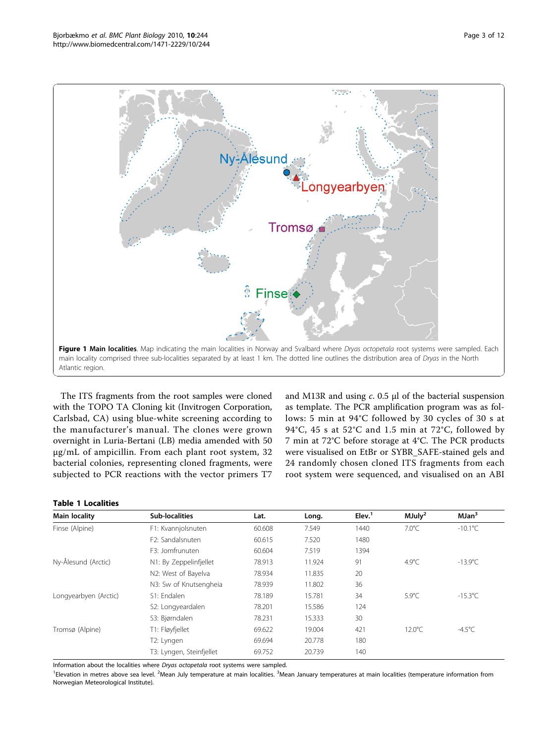**Figure 1 Main localities**. Map indicating the main localities in Norway and Svalbard where *Dryas octopetala* root systems were sampled. Each main locality comprised three sub-localities separated by at least 1 km. The dotted line outlines the distribution area of *Dryas* in the North Atlantic region.

The ITS fragments from the root samples were cloned with the TOPO TA Cloning kit (Invitrogen Corporation, Carlsbad, CA) using blue-white screening according to the manufacturer's manual. The clones were grown overnight in Luria-Bertani (LB) media amended with 50 μg/mL of ampicillin. From each plant root system, 32 bacterial colonies, representing cloned fragments, were subjected to PCR reactions with the vector primers T7 and M13R and using *c.* 0.5 μl of the bacterial suspension as template. The PCR amplification program was as follows: 5 min at 94°C followed by 30 cycles of 30 s at 94°C, 45 s at 52°C and 1.5 min at 72°C, followed by 7 min at 72°C before storage at 4°C. The PCR products were visualised on EtBr or SYBR_SAFE-stained gels and 24 randomly chosen cloned ITS fragments from each root system were sequenced, and visualised on an ABI

**Table 1 Localities**

| Main locality | Sub-localities | Lat. | Long. | Elev.[1] | MJuly[2] | MJan[3] |
|---|---|---|---|---|---|---|
| Finse (Alpine) | F1: Kvannjolsnuten | 60.608 | 7.549 | 1440 | 7.0°C | -10.1°C |
| | F2: Sandalsnuten | 60.615 | 7.520 | 1480 | | |
| | F3: Jomfrunuten | 60.604 | 7.519 | 1394 | | |
| Ny-Ålesund (Arctic) | N1: By Zeppelinfjellet | 78.913 | 11.924 | 91 | 4.9°C | -13.9°C |
| | N2: West of Bayelva | 78.934 | 11.835 | 20 | | |
| | N3: Sw of Knutsengheia | 78.939 | 11.802 | 36 | | |
| Longyearbyen (Arctic) | S1: Endalen | 78.189 | 15.781 | 34 | 5.9°C | -15.3°C |
| | S2: Longyeardalen | 78.201 | 15.586 | 124 | | |
| | S3: Bjørndalen | 78.231 | 15.333 | 30 | | |
| Tromsø (Alpine) | T1: Fløyfjellet | 69.622 | 19.004 | 421 | 12.0°C | -4.5°C |
| | T2: Lyngen | 69.694 | 20.778 | 180 | | |
| | T3: Lyngen, Steinfjellet | 69.752 | 20.739 | 140 | | |

Information about the localities where *Dryas octopetala* root systems were sampled.

[1]Elevation in metres above sea level. [2]Mean July temperature at main localities. [3]Mean January temperatures at main localities (temperature information from Norwegian Meteorological Institute).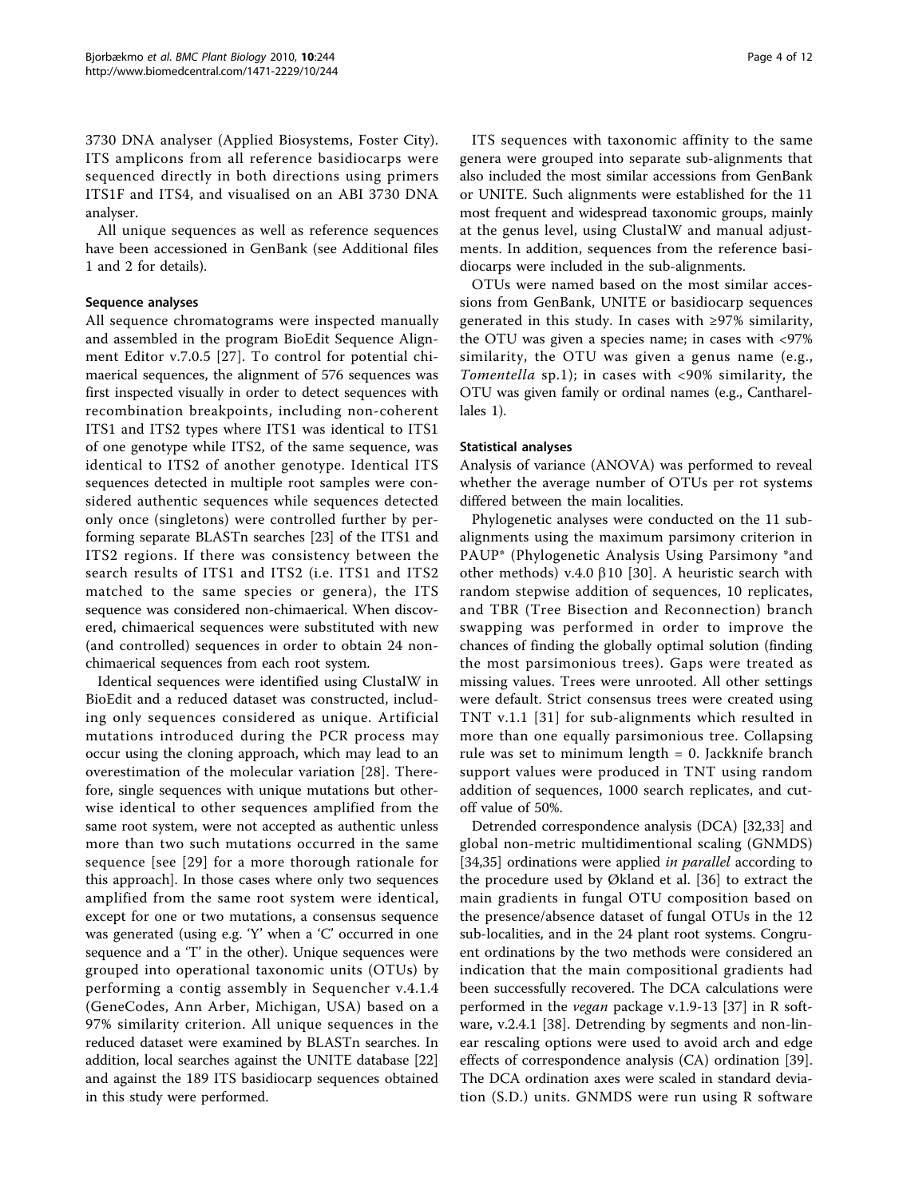3730 DNA analyser (Applied Biosystems, Foster City). ITS amplicons from all reference basidiocarps were sequenced directly in both directions using primers ITS1F and ITS4, and visualised on an ABI 3730 DNA analyser.

All unique sequences as well as reference sequences have been accessioned in GenBank (see Additional files 1 and 2 for details).

### Sequence analyses

All sequence chromatograms were inspected manually and assembled in the program BioEdit Sequence Alignment Editor v.7.0.5 [27]. To control for potential chimaerical sequences, the alignment of 576 sequences was first inspected visually in order to detect sequences with recombination breakpoints, including non-coherent ITS1 and ITS2 types where ITS1 was identical to ITS1 of one genotype while ITS2, of the same sequence, was identical to ITS2 of another genotype. Identical ITS sequences detected in multiple root samples were considered authentic sequences while sequences detected only once (singletons) were controlled further by performing separate BLASTn searches [23] of the ITS1 and ITS2 regions. If there was consistency between the search results of ITS1 and ITS2 (i.e. ITS1 and ITS2 matched to the same species or genera), the ITS sequence was considered non-chimaerical. When discovered, chimaerical sequences were substituted with new (and controlled) sequences in order to obtain 24 non-chimaerical sequences from each root system.

Identical sequences were identified using ClustalW in BioEdit and a reduced dataset was constructed, including only sequences considered as unique. Artificial mutations introduced during the PCR process may occur using the cloning approach, which may lead to an overestimation of the molecular variation [28]. Therefore, single sequences with unique mutations but otherwise identical to other sequences amplified from the same root system, were not accepted as authentic unless more than two such mutations occurred in the same sequence [see [29] for a more thorough rationale for this approach]. In those cases where only two sequences amplified from the same root system were identical, except for one or two mutations, a consensus sequence was generated (using e.g. 'Y' when a 'C' occurred in one sequence and a 'T' in the other). Unique sequences were grouped into operational taxonomic units (OTUs) by performing a contig assembly in Sequencher v.4.1.4 (GeneCodes, Ann Arber, Michigan, USA) based on a 97% similarity criterion. All unique sequences in the reduced dataset were examined by BLASTn searches. In addition, local searches against the UNITE database [22] and against the 189 ITS basidiocarp sequences obtained in this study were performed.

ITS sequences with taxonomic affinity to the same genera were grouped into separate sub-alignments that also included the most similar accessions from GenBank or UNITE. Such alignments were established for the 11 most frequent and widespread taxonomic groups, mainly at the genus level, using ClustalW and manual adjustments. In addition, sequences from the reference basidiocarps were included in the sub-alignments.

OTUs were named based on the most similar accessions from GenBank, UNITE or basidiocarp sequences generated in this study. In cases with ≥97% similarity, the OTU was given a species name; in cases with <97% similarity, the OTU was given a genus name (e.g., *Tomentella* sp.1); in cases with <90% similarity, the OTU was given family or ordinal names (e.g., Cantharellales 1).

### Statistical analyses

Analysis of variance (ANOVA) was performed to reveal whether the average number of OTUs per rot systems differed between the main localities.

Phylogenetic analyses were conducted on the 11 sub-alignments using the maximum parsimony criterion in PAUP* (Phylogenetic Analysis Using Parsimony *and other methods) v.4.0 β10 [30]. A heuristic search with random stepwise addition of sequences, 10 replicates, and TBR (Tree Bisection and Reconnection) branch swapping was performed in order to improve the chances of finding the globally optimal solution (finding the most parsimonious trees). Gaps were treated as missing values. Trees were unrooted. All other settings were default. Strict consensus trees were created using TNT v.1.1 [31] for sub-alignments which resulted in more than one equally parsimonious tree. Collapsing rule was set to minimum length = 0. Jackknife branch support values were produced in TNT using random addition of sequences, 1000 search replicates, and cut-off value of 50%.

Detrended correspondence analysis (DCA) [32,33] and global non-metric multidimentional scaling (GNMDS) [34,35] ordinations were applied *in parallel* according to the procedure used by Økland et al. [36] to extract the main gradients in fungal OTU composition based on the presence/absence dataset of fungal OTUs in the 12 sub-localities, and in the 24 plant root systems. Congruent ordinations by the two methods were considered an indication that the main compositional gradients had been successfully recovered. The DCA calculations were performed in the *vegan* package v.1.9-13 [37] in R software, v.2.4.1 [38]. Detrending by segments and non-linear rescaling options were used to avoid arch and edge effects of correspondence analysis (CA) ordination [39]. The DCA ordination axes were scaled in standard deviation (S.D.) units. GNMDS were run using R software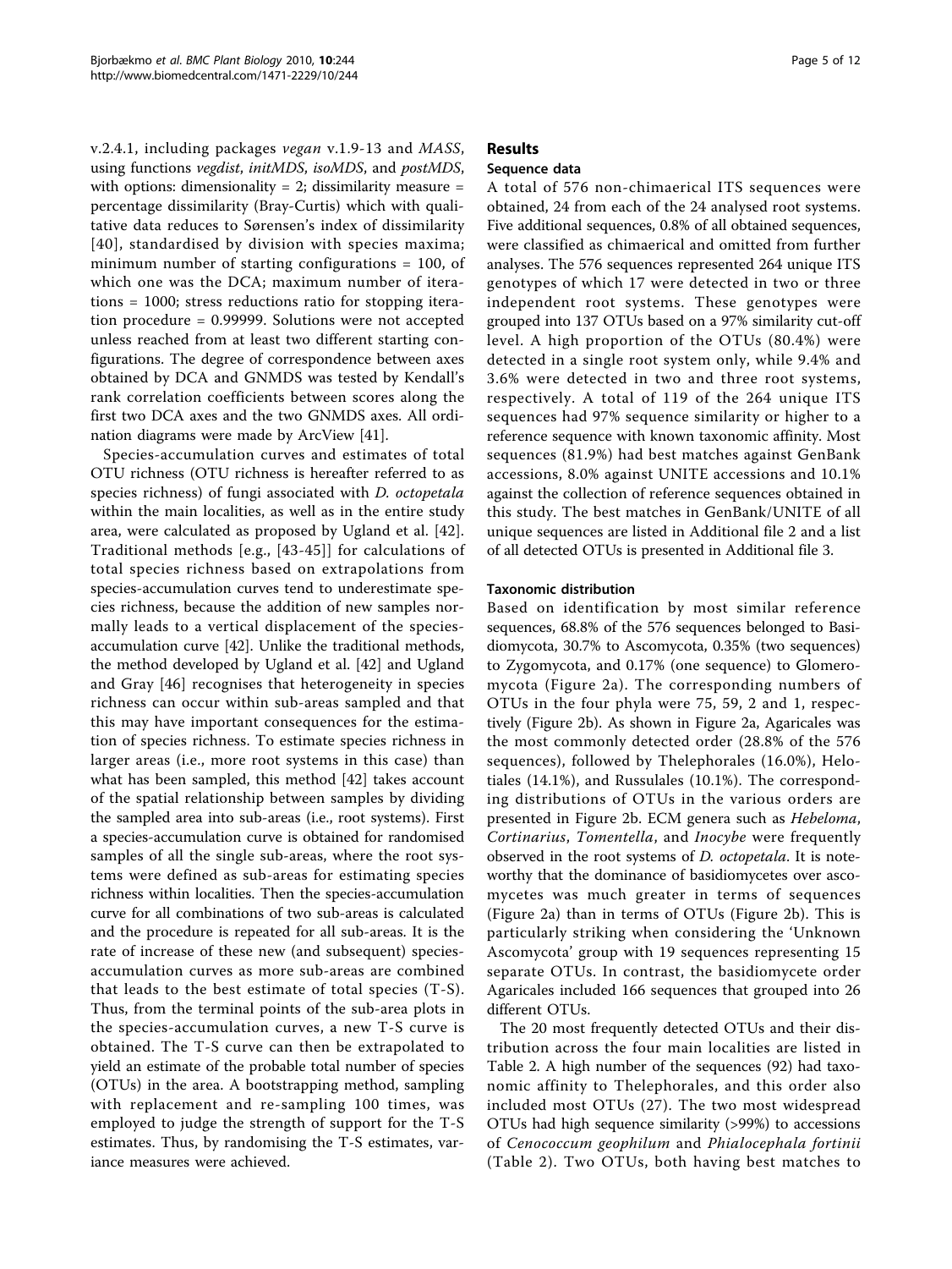v.2.4.1, including packages *vegan* v.1.9-13 and *MASS*, using functions *vegdist*, *initMDS*, *isoMDS*, and *postMDS*, with options: dimensionality = 2; dissimilarity measure = percentage dissimilarity (Bray-Curtis) which with qualitative data reduces to Sørensen's index of dissimilarity [40], standardised by division with species maxima; minimum number of starting configurations = 100, of which one was the DCA; maximum number of iterations = 1000; stress reductions ratio for stopping iteration procedure = 0.99999. Solutions were not accepted unless reached from at least two different starting configurations. The degree of correspondence between axes obtained by DCA and GNMDS was tested by Kendall's rank correlation coefficients between scores along the first two DCA axes and the two GNMDS axes. All ordination diagrams were made by ArcView [41].

Species-accumulation curves and estimates of total OTU richness (OTU richness is hereafter referred to as species richness) of fungi associated with *D. octopetala* within the main localities, as well as in the entire study area, were calculated as proposed by Ugland et al. [42]. Traditional methods [e.g., [43-45]] for calculations of total species richness based on extrapolations from species-accumulation curves tend to underestimate species richness, because the addition of new samples normally leads to a vertical displacement of the species-accumulation curve [42]. Unlike the traditional methods, the method developed by Ugland et al. [42] and Ugland and Gray [46] recognises that heterogeneity in species richness can occur within sub-areas sampled and that this may have important consequences for the estimation of species richness. To estimate species richness in larger areas (i.e., more root systems in this case) than what has been sampled, this method [42] takes account of the spatial relationship between samples by dividing the sampled area into sub-areas (i.e., root systems). First a species-accumulation curve is obtained for randomised samples of all the single sub-areas, where the root systems were defined as sub-areas for estimating species richness within localities. Then the species-accumulation curve for all combinations of two sub-areas is calculated and the procedure is repeated for all sub-areas. It is the rate of increase of these new (and subsequent) species-accumulation curves as more sub-areas are combined that leads to the best estimate of total species (T-S). Thus, from the terminal points of the sub-area plots in the species-accumulation curves, a new T-S curve is obtained. The T-S curve can then be extrapolated to yield an estimate of the probable total number of species (OTUs) in the area. A bootstrapping method, sampling with replacement and re-sampling 100 times, was employed to judge the strength of support for the T-S estimates. Thus, by randomising the T-S estimates, variance measures were achieved.

## Results

### Sequence data

A total of 576 non-chimaerical ITS sequences were obtained, 24 from each of the 24 analysed root systems. Five additional sequences, 0.8% of all obtained sequences, were classified as chimaerical and omitted from further analyses. The 576 sequences represented 264 unique ITS genotypes of which 17 were detected in two or three independent root systems. These genotypes were grouped into 137 OTUs based on a 97% similarity cut-off level. A high proportion of the OTUs (80.4%) were detected in a single root system only, while 9.4% and 3.6% were detected in two and three root systems, respectively. A total of 119 of the 264 unique ITS sequences had 97% sequence similarity or higher to a reference sequence with known taxonomic affinity. Most sequences (81.9%) had best matches against GenBank accessions, 8.0% against UNITE accessions and 10.1% against the collection of reference sequences obtained in this study. The best matches in GenBank/UNITE of all unique sequences are listed in Additional file 2 and a list of all detected OTUs is presented in Additional file 3.

### Taxonomic distribution

Based on identification by most similar reference sequences, 68.8% of the 576 sequences belonged to Basidiomycota, 30.7% to Ascomycota, 0.35% (two sequences) to Zygomycota, and 0.17% (one sequence) to Glomeromycota (Figure 2a). The corresponding numbers of OTUs in the four phyla were 75, 59, 2 and 1, respectively (Figure 2b). As shown in Figure 2a, Agaricales was the most commonly detected order (28.8% of the 576 sequences), followed by Thelephorales (16.0%), Helotiales (14.1%), and Russulales (10.1%). The corresponding distributions of OTUs in the various orders are presented in Figure 2b. ECM genera such as *Hebeloma*, *Cortinarius*, *Tomentella*, and *Inocybe* were frequently observed in the root systems of *D. octopetala*. It is noteworthy that the dominance of basidiomycetes over ascomycetes was much greater in terms of sequences (Figure 2a) than in terms of OTUs (Figure 2b). This is particularly striking when considering the 'Unknown Ascomycota' group with 19 sequences representing 15 separate OTUs. In contrast, the basidiomycete order Agaricales included 166 sequences that grouped into 26 different OTUs.

The 20 most frequently detected OTUs and their distribution across the four main localities are listed in Table 2. A high number of the sequences (92) had taxonomic affinity to Thelephorales, and this order also included most OTUs (27). The two most widespread OTUs had high sequence similarity (>99%) to accessions of *Cenococcum geophilum* and *Phialocephala fortinii* (Table 2). Two OTUs, both having best matches to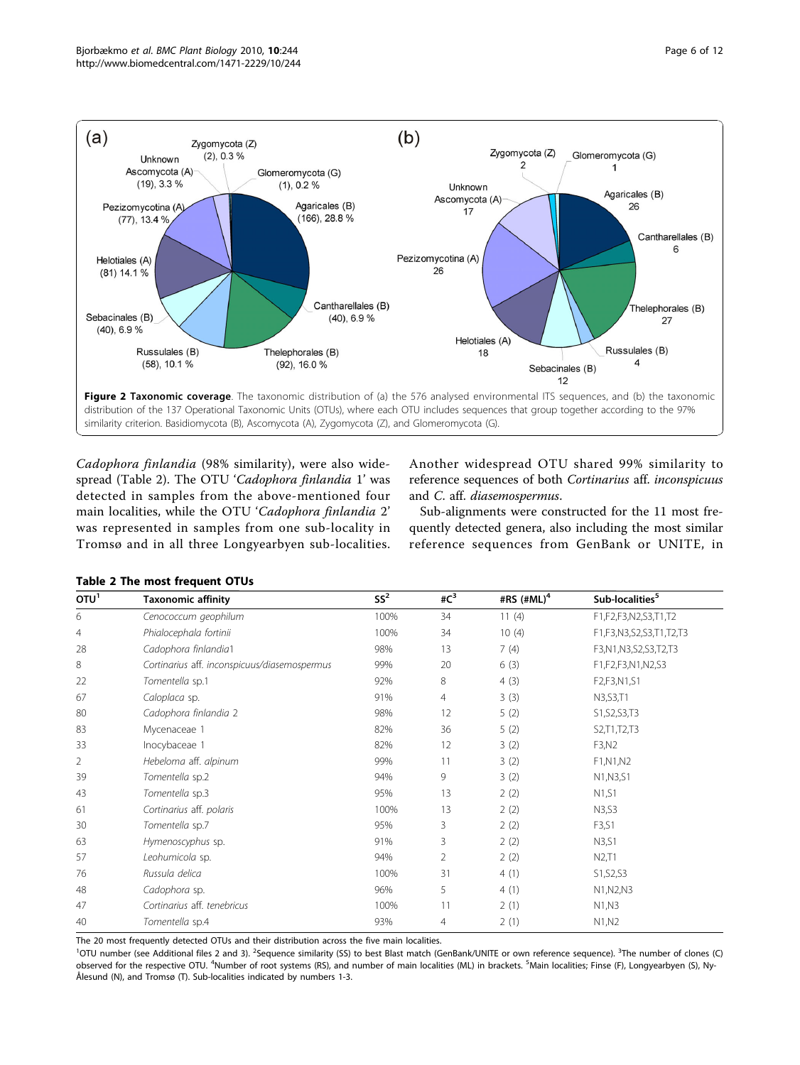(a)

Zygomycota (Z) (2), 0.3 %

Unknown Ascomycota (A) (19), 3.3 %

Glomeromycota (G) (1), 0.2 %

Pezizomycotina (A) (77), 13.4 %

Agaricales (B) (166), 28.8 %

Helotiales (A) (81) 14.1 %

Cantharellales (B) (40), 6.9 %

Sebacinales (B) (40), 6.9 %

Russulales (B) (58), 10.1 %

Thelephorales (B) (92), 16.0 %

(b)

Zygomycota (Z) 2

Glomeromycota (G) 1

Unknown Ascomycota (A) 17

Agaricales (B) 26

Cantharellales (B) 6

Pezizomycotina (A) 26

Thelephorales (B) 27

Helotiales (A) 18

Russulales (B) 4

Sebacinales (B) 12

**Figure 2 Taxonomic coverage**. The taxonomic distribution of (a) the 576 analysed environmental ITS sequences, and (b) the taxonomic distribution of the 137 Operational Taxonomic Units (OTUs), where each OTU includes sequences that group together according to the 97% similarity criterion. Basidiomycota (B), Ascomycota (A), Zygomycota (Z), and Glomeromycota (G).

*Cadophora finlandia* (98% similarity), were also widespread (Table 2). The OTU '*Cadophora finlandia* 1' was detected in samples from the above-mentioned four main localities, while the OTU '*Cadophora finlandia* 2' was represented in samples from one sub-locality in Tromsø and in all three Longyearbyen sub-localities. Another widespread OTU shared 99% similarity to reference sequences of both *Cortinarius* aff. *inconspicuus* and *C.* aff. *diasemospermus*.

Sub-alignments were constructed for the 11 most frequently detected genera, also including the most similar reference sequences from GenBank or UNITE, in

**Table 2 The most frequent OTUs**

| OTU[1] | Taxonomic affinity | SS[2] | #C[3] | #RS (#ML)[4] | Sub-localities[5] |
|---|---|---|---|---|---|
| 6 | *Cenococcum geophilum* | 100% | 34 | 11 (4) | F1,F2,F3,N2,S3,T1,T2 |
| 4 | *Phialocephala fortinii* | 100% | 34 | 10 (4) | F1,F3,N3,S2,S3,T1,T2,T3 |
| 28 | *Cadophora finlandia*1 | 98% | 13 | 7 (4) | F3,N1,N3,S2,S3,T2,T3 |
| 8 | *Cortinarius* aff. *inconspicuus/diasemospermus* | 99% | 20 | 6 (3) | F1,F2,F3,N1,N2,S3 |
| 22 | *Tomentella* sp.1 | 92% | 8 | 4 (3) | F2,F3,N1,S1 |
| 67 | *Caloplaca* sp. | 91% | 4 | 3 (3) | N3,S3,T1 |
| 80 | *Cadophora finlandia* 2 | 98% | 12 | 5 (2) | S1,S2,S3,T3 |
| 83 | Mycenaceae 1 | 82% | 36 | 5 (2) | S2,T1,T2,T3 |
| 33 | Inocybaceae 1 | 82% | 12 | 3 (2) | F3,N2 |
| 2 | *Hebeloma* aff. *alpinum* | 99% | 11 | 3 (2) | F1,N1,N2 |
| 39 | *Tomentella* sp.2 | 94% | 9 | 3 (2) | N1,N3,S1 |
| 43 | *Tomentella* sp.3 | 95% | 13 | 2 (2) | N1,S1 |
| 61 | *Cortinarius* aff. *polaris* | 100% | 13 | 2 (2) | N3,S3 |
| 30 | *Tomentella* sp.7 | 95% | 3 | 2 (2) | F3,S1 |
| 63 | *Hymenoscyphus* sp. | 91% | 3 | 2 (2) | N3,S1 |
| 57 | *Leohumicola* sp. | 94% | 2 | 2 (2) | N2,T1 |
| 76 | *Russula delica* | 100% | 31 | 4 (1) | S1,S2,S3 |
| 48 | *Cadophora* sp. | 96% | 5 | 4 (1) | N1,N2,N3 |
| 47 | *Cortinarius* aff. *tenebricus* | 100% | 11 | 2 (1) | N1,N3 |
| 40 | *Tomentella* sp.4 | 93% | 4 | 2 (1) | N1,N2 |

The 20 most frequently detected OTUs and their distribution across the five main localities.

[1]OTU number (see Additional files 2 and 3). [2]Sequence similarity (SS) to best Blast match (GenBank/UNITE or own reference sequence). [3]The number of clones (C) observed for the respective OTU. [4]Number of root systems (RS), and number of main localities (ML) in brackets. [5]Main localities; Finse (F), Longyearbyen (S), Ny-Ålesund (N), and Tromsø (T). Sub-localities indicated by numbers 1-3.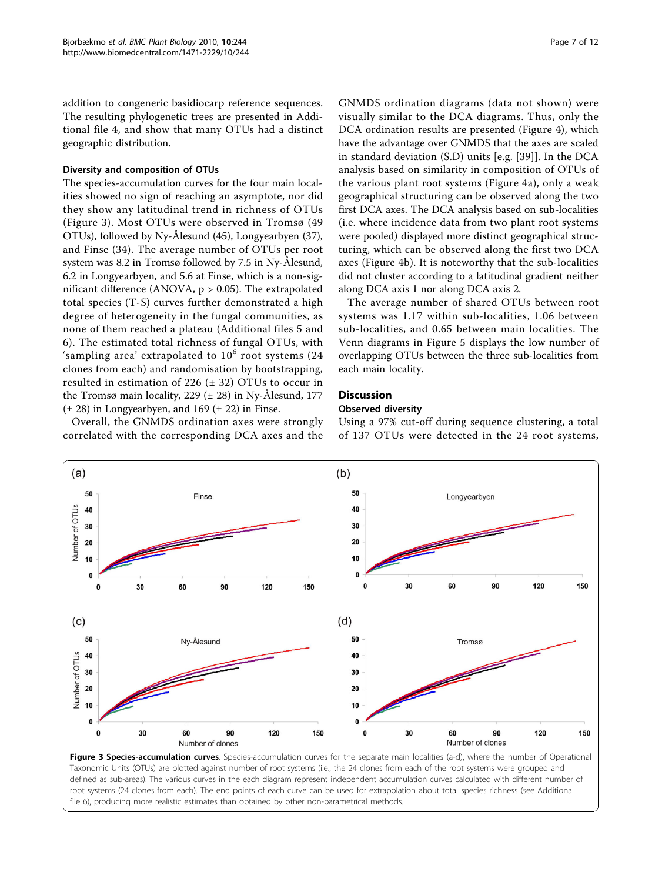addition to congeneric basidiocarp reference sequences. The resulting phylogenetic trees are presented in Additional file 4, and show that many OTUs had a distinct geographic distribution.

### Diversity and composition of OTUs

The species-accumulation curves for the four main localities showed no sign of reaching an asymptote, nor did they show any latitudinal trend in richness of OTUs (Figure 3). Most OTUs were observed in Tromsø (49 OTUs), followed by Ny-Ålesund (45), Longyearbyen (37), and Finse (34). The average number of OTUs per root system was 8.2 in Tromsø followed by 7.5 in Ny-Ålesund, 6.2 in Longyearbyen, and 5.6 at Finse, which is a non-significant difference (ANOVA, $p > 0.05$). The extrapolated total species (T-S) curves further demonstrated a high degree of heterogeneity in the fungal communities, as none of them reached a plateau (Additional files 5 and 6). The estimated total richness of fungal OTUs, with 'sampling area' extrapolated to $10^6$ root systems (24 clones from each) and randomisation by bootstrapping, resulted in estimation of 226 (± 32) OTUs to occur in the Tromsø main locality, 229 (± 28) in Ny-Ålesund, 177 (± 28) in Longyearbyen, and 169 (± 22) in Finse.

Overall, the GNMDS ordination axes were strongly correlated with the corresponding DCA axes and the GNMDS ordination diagrams (data not shown) were visually similar to the DCA diagrams. Thus, only the DCA ordination results are presented (Figure 4), which have the advantage over GNMDS that the axes are scaled in standard deviation (S.D) units [e.g. [39]]. In the DCA analysis based on similarity in composition of OTUs of the various plant root systems (Figure 4a), only a weak geographical structuring can be observed along the two first DCA axes. The DCA analysis based on sub-localities (i.e. where incidence data from two plant root systems were pooled) displayed more distinct geographical structuring, which can be observed along the first two DCA axes (Figure 4b). It is noteworthy that the sub-localities did not cluster according to a latitudinal gradient neither along DCA axis 1 nor along DCA axis 2.

The average number of shared OTUs between root systems was 1.17 within sub-localities, 1.06 between sub-localities, and 0.65 between main localities. The Venn diagrams in Figure 5 displays the low number of overlapping OTUs between the three sub-localities from each main locality.

## Discussion

### Observed diversity

Using a 97% cut-off during sequence clustering, a total of 137 OTUs were detected in the 24 root systems,

(a) Finse
(b) Longyearbyen
(c) Ny-Ålesund
(d) Tromsø
Number of OTUs
Number of clones
0 10 20 30 40 50
0 30 60 90 120 150

**Figure 3 Species-accumulation curves**. Species-accumulation curves for the separate main localities (a-d), where the number of Operational Taxonomic Units (OTUs) are plotted against number of root systems (i.e., the 24 clones from each of the root systems were grouped and defined as sub-areas). The various curves in the each diagram represent independent accumulation curves calculated with different number of root systems (24 clones from each). The end points of each curve can be used for extrapolation about total species richness (see Additional file 6), producing more realistic estimates than obtained by other non-parametrical methods.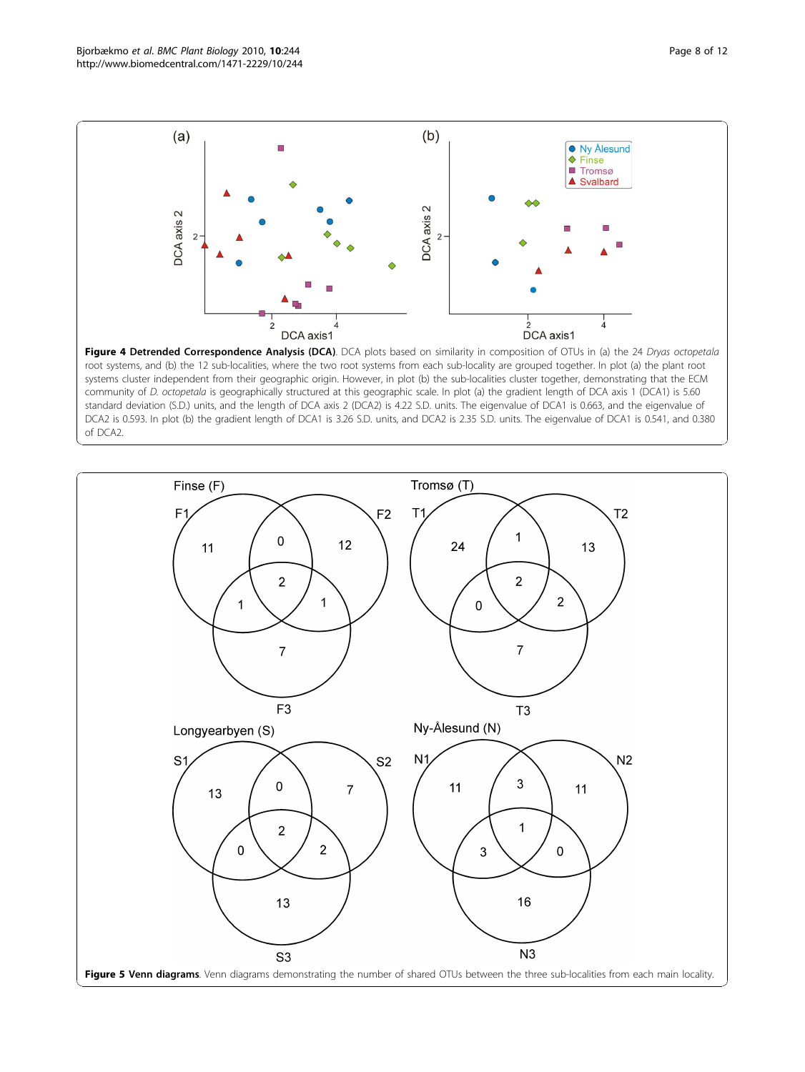(a)

DCA axis 2

2

2

4

DCA axis1

(b)

Ny Ålesund

Finse

Tromsø

Svalbard

DCA axis 2

2

2

4

DCA axis1

**Figure 4 Detrended Correspondence Analysis (DCA)**. DCA plots based on similarity in composition of OTUs in (a) the 24 *Dryas octopetala* root systems, and (b) the 12 sub-localities, where the two root systems from each sub-locality are grouped together. In plot (a) the plant root systems cluster independent from their geographic origin. However, in plot (b) the sub-localities cluster together, demonstrating that the ECM community of *D. octopetala* is geographically structured at this geographic scale. In plot (a) the gradient length of DCA axis 1 (DCA1) is 5.60 standard deviation (S.D.) units, and the length of DCA axis 2 (DCA2) is 4.22 S.D. units. The eigenvalue of DCA1 is 0.663, and the eigenvalue of DCA2 is 0.593. In plot (b) the gradient length of DCA1 is 3.26 S.D. units, and DCA2 is 2.35 S.D. units. The eigenvalue of DCA1 is 0.541, and 0.380 of DCA2.

Finse (F)

F1 F2 F3

11 0 12 2 1 1 7

Tromsø (T)

T1 T2 T3

24 1 13 2 0 2 7

Longyearbyen (S)

S1 S2 S3

13 0 7 2 0 2 13

Ny-Ålesund (N)

N1 N2 N3

11 3 11 1 3 0 16

**Figure 5 Venn diagrams**. Venn diagrams demonstrating the number of shared OTUs between the three sub-localities from each main locality.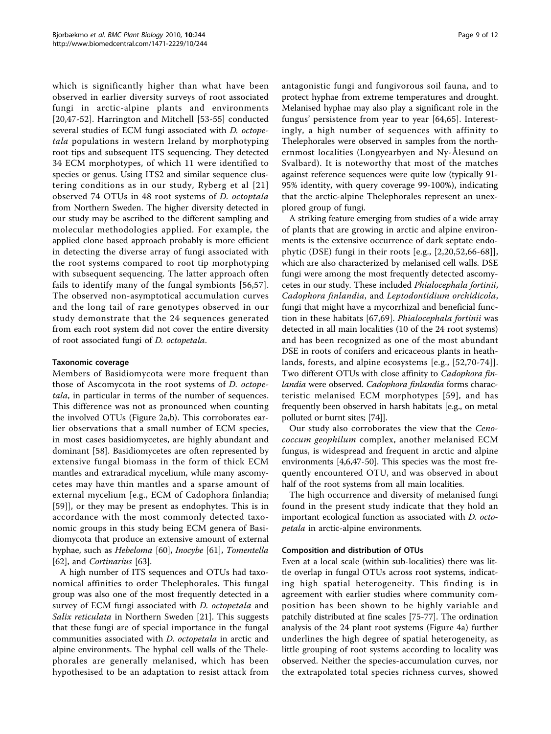which is significantly higher than what have been observed in earlier diversity surveys of root associated fungi in arctic-alpine plants and environments [20,47-52]. Harrington and Mitchell [53-55] conducted several studies of ECM fungi associated with *D. octopetala* populations in western Ireland by morphotyping root tips and subsequent ITS sequencing. They detected 34 ECM morphotypes, of which 11 were identified to species or genus. Using ITS2 and similar sequence clustering conditions as in our study, Ryberg et al [21] observed 74 OTUs in 48 root systems of *D. octoptala* from Northern Sweden. The higher diversity detected in our study may be ascribed to the different sampling and molecular methodologies applied. For example, the applied clone based approach probably is more efficient in detecting the diverse array of fungi associated with the root systems compared to root tip morphotyping with subsequent sequencing. The latter approach often fails to identify many of the fungal symbionts [56,57]. The observed non-asymptotical accumulation curves and the long tail of rare genotypes observed in our study demonstrate that the 24 sequences generated from each root system did not cover the entire diversity of root associated fungi of *D. octopetala*.

#### Taxonomic coverage

Members of Basidiomycota were more frequent than those of Ascomycota in the root systems of *D. octopetala*, in particular in terms of the number of sequences. This difference was not as pronounced when counting the involved OTUs (Figure 2a,b). This corroborates earlier observations that a small number of ECM species, in most cases basidiomycetes, are highly abundant and dominant [58]. Basidiomycetes are often represented by extensive fungal biomass in the form of thick ECM mantles and extraradical mycelium, while many ascomycetes may have thin mantles and a sparse amount of external mycelium [e.g., ECM of Cadophora finlandia; [59]], or they may be present as endophytes. This is in accordance with the most commonly detected taxonomic groups in this study being ECM genera of Basidiomycota that produce an extensive amount of external hyphae, such as *Hebeloma* [60], *Inocybe* [61], *Tomentella* [62], and *Cortinarius* [63].

A high number of ITS sequences and OTUs had taxonomical affinities to order Thelephorales. This fungal group was also one of the most frequently detected in a survey of ECM fungi associated with *D. octopetala* and *Salix reticulata* in Northern Sweden [21]. This suggests that these fungi are of special importance in the fungal communities associated with *D. octopetala* in arctic and alpine environments. The hyphal cell walls of the Thelephorales are generally melanised, which has been hypothesised to be an adaptation to resist attack from antagonistic fungi and fungivorous soil fauna, and to protect hyphae from extreme temperatures and drought. Melanised hyphae may also play a significant role in the fungus' persistence from year to year [64,65]. Interestingly, a high number of sequences with affinity to Thelephorales were observed in samples from the northernmost localities (Longyearbyen and Ny-Ålesund on Svalbard). It is noteworthy that most of the matches against reference sequences were quite low (typically 91-95% identity, with query coverage 99-100%), indicating that the arctic-alpine Thelephorales represent an unexplored group of fungi.

A striking feature emerging from studies of a wide array of plants that are growing in arctic and alpine environments is the extensive occurrence of dark septate endophytic (DSE) fungi in their roots [e.g., [2,20,52,66-68]], which are also characterized by melanised cell walls. DSE fungi were among the most frequently detected ascomycetes in our study. These included *Phialocephala fortinii*, *Cadophora finlandia*, and *Leptodontidium orchidicola*, fungi that might have a mycorrhizal and beneficial function in these habitats [67,69]. *Phialocephala fortinii* was detected in all main localities (10 of the 24 root systems) and has been recognized as one of the most abundant DSE in roots of conifers and ericaceous plants in heathlands, forests, and alpine ecosystems [e.g., [52,70-74]]. Two different OTUs with close affinity to *Cadophora finlandia* were observed. *Cadophora finlandia* forms characteristic melanised ECM morphotypes [59], and has frequently been observed in harsh habitats [e.g., on metal polluted or burnt sites; [74]].

Our study also corroborates the view that the *Cenococcum geophilum* complex, another melanised ECM fungus, is widespread and frequent in arctic and alpine environments [4,6,47-50]. This species was the most frequently encountered OTU, and was observed in about half of the root systems from all main localities.

The high occurrence and diversity of melanised fungi found in the present study indicate that they hold an important ecological function as associated with *D. octopetala* in arctic-alpine environments.

#### Composition and distribution of OTUs

Even at a local scale (within sub-localities) there was little overlap in fungal OTUs across root systems, indicating high spatial heterogeneity. This finding is in agreement with earlier studies where community composition has been shown to be highly variable and patchily distributed at fine scales [75-77]. The ordination analysis of the 24 plant root systems (Figure 4a) further underlines the high degree of spatial heterogeneity, as little grouping of root systems according to locality was observed. Neither the species-accumulation curves, nor the extrapolated total species richness curves, showed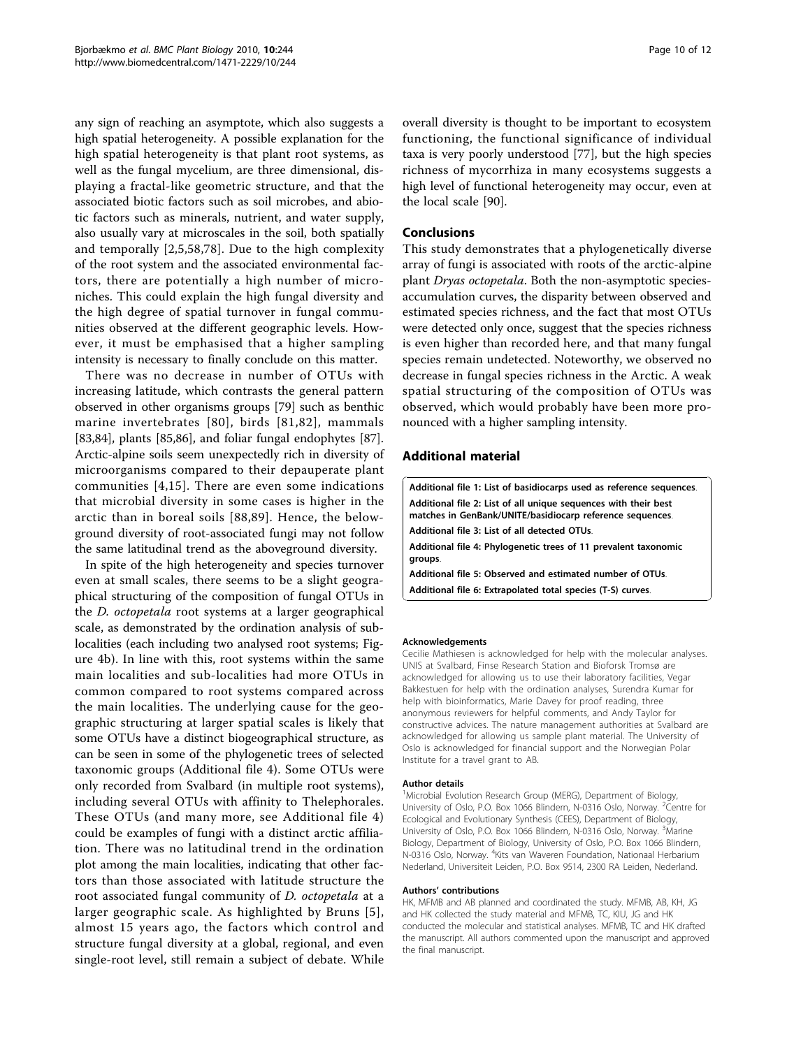any sign of reaching an asymptote, which also suggests a high spatial heterogeneity. A possible explanation for the high spatial heterogeneity is that plant root systems, as well as the fungal mycelium, are three dimensional, displaying a fractal-like geometric structure, and that the associated biotic factors such as soil microbes, and abiotic factors such as minerals, nutrient, and water supply, also usually vary at microscales in the soil, both spatially and temporally [2,5,58,78]. Due to the high complexity of the root system and the associated environmental factors, there are potentially a high number of microniches. This could explain the high fungal diversity and the high degree of spatial turnover in fungal communities observed at the different geographic levels. However, it must be emphasised that a higher sampling intensity is necessary to finally conclude on this matter.

There was no decrease in number of OTUs with increasing latitude, which contrasts the general pattern observed in other organisms groups [79] such as benthic marine invertebrates [80], birds [81,82], mammals [83,84], plants [85,86], and foliar fungal endophytes [87]. Arctic-alpine soils seem unexpectedly rich in diversity of microorganisms compared to their depauperate plant communities [4,15]. There are even some indications that microbial diversity in some cases is higher in the arctic than in boreal soils [88,89]. Hence, the belowground diversity of root-associated fungi may not follow the same latitudinal trend as the aboveground diversity.

In spite of the high heterogeneity and species turnover even at small scales, there seems to be a slight geographical structuring of the composition of fungal OTUs in the *D. octopetala* root systems at a larger geographical scale, as demonstrated by the ordination analysis of sublocalities (each including two analysed root systems; Figure 4b). In line with this, root systems within the same main localities and sub-localities had more OTUs in common compared to root systems compared across the main localities. The underlying cause for the geographic structuring at larger spatial scales is likely that some OTUs have a distinct biogeographical structure, as can be seen in some of the phylogenetic trees of selected taxonomic groups (Additional file 4). Some OTUs were only recorded from Svalbard (in multiple root systems), including several OTUs with affinity to Thelephorales. These OTUs (and many more, see Additional file 4) could be examples of fungi with a distinct arctic affiliation. There was no latitudinal trend in the ordination plot among the main localities, indicating that other factors than those associated with latitude structure the root associated fungal community of *D. octopetala* at a larger geographic scale. As highlighted by Bruns [5], almost 15 years ago, the factors which control and structure fungal diversity at a global, regional, and even single-root level, still remain a subject of debate. While overall diversity is thought to be important to ecosystem functioning, the functional significance of individual taxa is very poorly understood [77], but the high species richness of mycorrhiza in many ecosystems suggests a high level of functional heterogeneity may occur, even at the local scale [90].

## Conclusions

This study demonstrates that a phylogenetically diverse array of fungi is associated with roots of the arctic-alpine plant *Dryas octopetala*. Both the non-asymptotic species-accumulation curves, the disparity between observed and estimated species richness, and the fact that most OTUs were detected only once, suggest that the species richness is even higher than recorded here, and that many fungal species remain undetected. Noteworthy, we observed no decrease in fungal species richness in the Arctic. A weak spatial structuring of the composition of OTUs was observed, which would probably have been more pronounced with a higher sampling intensity.

## Additional material

**Additional file 1: List of basidiocarps used as reference sequences.**

**Additional file 2: List of all unique sequences with their best matches in GenBank/UNITE/basidiocarp reference sequences.**

**Additional file 3: List of all detected OTUs.**

**Additional file 4: Phylogenetic trees of 11 prevalent taxonomic groups.**

**Additional file 5: Observed and estimated number of OTUs.**

**Additional file 6: Extrapolated total species (T-S) curves.**

#### Acknowledgements

Cecilie Mathiesen is acknowledged for help with the molecular analyses. UNIS at Svalbard, Finse Research Station and Bioforsk Tromsø are acknowledged for allowing us to use their laboratory facilities, Vegar Bakkestuen for help with the ordination analyses, Surendra Kumar for help with bioinformatics, Marie Davey for proof reading, three anonymous reviewers for helpful comments, and Andy Taylor for constructive advices. The nature management authorities at Svalbard are acknowledged for allowing us sample plant material. The University of Oslo is acknowledged for financial support and the Norwegian Polar Institute for a travel grant to AB.

#### Author details

[1]Microbial Evolution Research Group (MERG), Department of Biology, University of Oslo, P.O. Box 1066 Blindern, N-0316 Oslo, Norway. [2]Centre for Ecological and Evolutionary Synthesis (CEES), Department of Biology, University of Oslo, P.O. Box 1066 Blindern, N-0316 Oslo, Norway. [3]Marine Biology, Department of Biology, University of Oslo, P.O. Box 1066 Blindern, N-0316 Oslo, Norway. [4]Kits van Waveren Foundation, Nationaal Herbarium Nederland, Universiteit Leiden, P.O. Box 9514, 2300 RA Leiden, Nederland.

#### Authors' contributions

HK, MFMB and AB planned and coordinated the study. MFMB, AB, KH, JG and HK collected the study material and MFMB, TC, KIU, JG and HK conducted the molecular and statistical analyses. MFMB, TC and HK drafted the manuscript. All authors commented upon the manuscript and approved the final manuscript.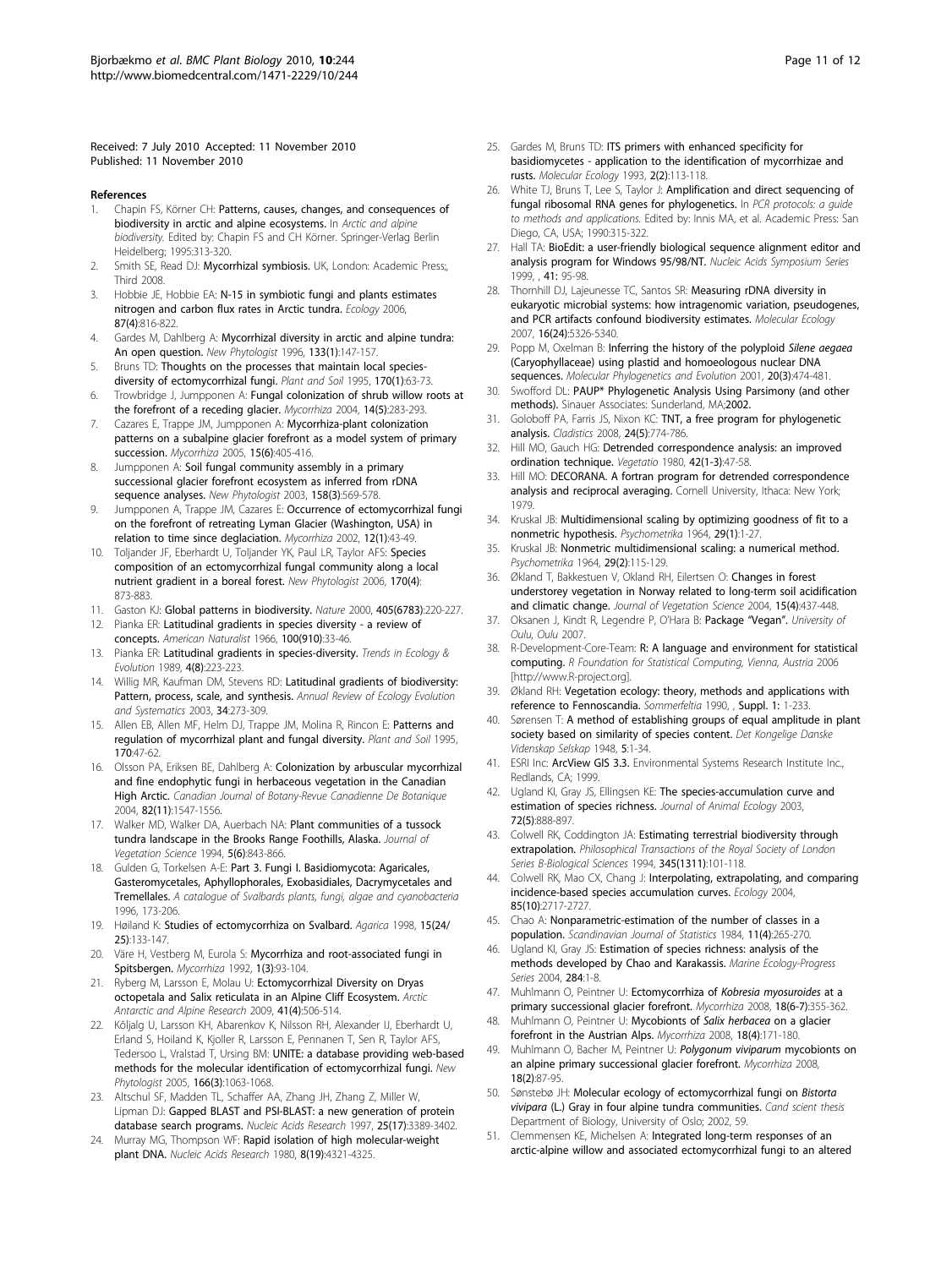Received: 7 July 2010 Accepted: 11 November 2010
Published: 11 November 2010

## References

1. Chapin FS, Körner CH: **Patterns, causes, changes, and consequences of biodiversity in arctic and alpine ecosystems.** In *Arctic and alpine biodiversity.* Edited by: Chapin FS and CH Körner. Springer-Verlag Berlin Heidelberg; 1995:313-320.
2. Smith SE, Read DJ: **Mycorrhizal symbiosis.** UK, London: Academic Press;, Third 2008.
3. Hobbie JE, Hobbie EA: **N-15 in symbiotic fungi and plants estimates nitrogen and carbon flux rates in Arctic tundra.** *Ecology* 2006, **87(4)**:816-822.
4. Gardes M, Dahlberg A: **Mycorrhizal diversity in arctic and alpine tundra: An open question.** *New Phytologist* 1996, **133(1)**:147-157.
5. Bruns TD: **Thoughts on the processes that maintain local species-diversity of ectomycorrhizal fungi.** *Plant and Soil* 1995, **170(1)**:63-73.
6. Trowbridge J, Jumpponen A: **Fungal colonization of shrub willow roots at the forefront of a receding glacier.** *Mycorrhiza* 2004, **14(5)**:283-293.
7. Cazares E, Trappe JM, Jumpponen A: **Mycorrhiza-plant colonization patterns on a subalpine glacier forefront as a model system of primary succession.** *Mycorrhiza* 2005, **15(6)**:405-416.
8. Jumpponen A: **Soil fungal community assembly in a primary successional glacier forefront ecosystem as inferred from rDNA sequence analyses.** *New Phytologist* 2003, **158(3)**:569-578.
9. Jumpponen A, Trappe JM, Cazares E: **Occurrence of ectomycorrhizal fungi on the forefront of retreating Lyman Glacier (Washington, USA) in relation to time since deglaciation.** *Mycorrhiza* 2002, **12(1)**:43-49.
10. Toljander JF, Eberhardt U, Toljander YK, Paul LR, Taylor AFS: **Species composition of an ectomycorrhizal fungal community along a local nutrient gradient in a boreal forest.** *New Phytologist* 2006, **170(4)**:873-883.
11. Gaston KJ: **Global patterns in biodiversity.** *Nature* 2000, **405(6783)**:220-227.
12. Pianka ER: **Latitudinal gradients in species diversity - a review of concepts.** *American Naturalist* 1966, **100(910)**:33-46.
13. Pianka ER: **Latitudinal gradients in species-diversity.** *Trends in Ecology & Evolution* 1989, **4(8)**:223-223.
14. Willig MR, Kaufman DM, Stevens RD: **Latitudinal gradients of biodiversity: Pattern, process, scale, and synthesis.** *Annual Review of Ecology Evolution and Systematics* 2003, **34**:273-309.
15. Allen EB, Allen MF, Helm DJ, Trappe JM, Molina R, Rincon E: **Patterns and regulation of mycorrhizal plant and fungal diversity.** *Plant and Soil* 1995, **170**:47-62.
16. Olsson PA, Eriksen BE, Dahlberg A: **Colonization by arbuscular mycorrhizal and fine endophytic fungi in herbaceous vegetation in the Canadian High Arctic.** *Canadian Journal of Botany-Revue Canadienne De Botanique* 2004, **82(11)**:1547-1556.
17. Walker MD, Walker DA, Auerbach NA: **Plant communities of a tussock tundra landscape in the Brooks Range Foothills, Alaska.** *Journal of Vegetation Science* 1994, **5(6)**:843-866.
18. Gulden G, Torkelsen A-E: **Part 3. Fungi I. Basidiomycota: Agaricales, Gasteromycetales, Aphyllophorales, Exobasidiales, Dacrymycetales and Tremellales.** *A catalogue of Svalbards plants, fungi, algae and cyanobacteria* 1996, 173-206.
19. Høiland K: **Studies of ectomycorrhiza on Svalbard.** *Agarica* 1998, **15(24/25)**:133-147.
20. Väre H, Vestberg M, Eurola S: **Mycorrhiza and root-associated fungi in Spitsbergen.** *Mycorrhiza* 1992, **1(3)**:93-104.
21. Ryberg M, Larsson E, Molau U: **Ectomycorrhizal Diversity on Dryas octopetala and Salix reticulata in an Alpine Cliff Ecosystem.** *Arctic Antarctic and Alpine Research* 2009, **41(4)**:506-514.
22. Kõljalg U, Larsson KH, Abarenkov K, Nilsson RH, Alexander IJ, Eberhardt U, Erland S, Hoiland K, Kjoller R, Larsson E, Pennanen T, Sen R, Taylor AFS, Tedersoo L, Vralstad T, Ursing BM: **UNITE: a database providing web-based methods for the molecular identification of ectomycorrhizal fungi.** *New Phytologist* 2005, **166(3)**:1063-1068.
23. Altschul SF, Madden TL, Schaffer AA, Zhang JH, Zhang Z, Miller W, Lipman DJ: **Gapped BLAST and PSI-BLAST: a new generation of protein database search programs.** *Nucleic Acids Research* 1997, **25(17)**:3389-3402.
24. Murray MG, Thompson WF: **Rapid isolation of high molecular-weight plant DNA.** *Nucleic Acids Research* 1980, **8(19)**:4321-4325.
25. Gardes M, Bruns TD: **ITS primers with enhanced specificity for basidiomycetes - application to the identification of mycorrhizae and rusts.** *Molecular Ecology* 1993, **2(2)**:113-118.
26. White TJ, Bruns T, Lee S, Taylor J: **Amplification and direct sequencing of fungal ribosomal RNA genes for phylogenetics.** In *PCR protocols: a guide to methods and applications.* Edited by: Innis MA, et al. Academic Press: San Diego, CA, USA; 1990:315-322.
27. Hall TA: **BioEdit: a user-friendly biological sequence alignment editor and analysis program for Windows 95/98/NT.** *Nucleic Acids Symposium Series* 1999, , **41:** 95-98.
28. Thornhill DJ, Lajeunesse TC, Santos SR: **Measuring rDNA diversity in eukaryotic microbial systems: how intragenomic variation, pseudogenes, and PCR artifacts confound biodiversity estimates.** *Molecular Ecology* 2007, **16(24)**:5326-5340.
29. Popp M, Oxelman B: **Inferring the history of the polyploid *Silene aegaea* (Caryophyllaceae) using plastid and homoeologous nuclear DNA sequences.** *Molecular Phylogenetics and Evolution* 2001, **20(3)**:474-481.
30. Swofford DL: **PAUP\* Phylogenetic Analysis Using Parsimony (and other methods).** Sinauer Associates: Sunderland, MA;2002.
31. Goloboff PA, Farris JS, Nixon KC: **TNT, a free program for phylogenetic analysis.** *Cladistics* 2008, **24(5)**:774-786.
32. Hill MO, Gauch HG: **Detrended correspondence analysis: an improved ordination technique.** *Vegetatio* 1980, **42(1-3)**:47-58.
33. Hill MO: **DECORANA. A fortran program for detrended correspondence analysis and reciprocal averaging.** Cornell University, Ithaca: New York; 1979.
34. Kruskal JB: **Multidimensional scaling by optimizing goodness of fit to a nonmetric hypothesis.** *Psychometrika* 1964, **29(1)**:1-27.
35. Kruskal JB: **Nonmetric multidimensional scaling: a numerical method.** *Psychometrika* 1964, **29(2)**:115-129.
36. Økland T, Bakkestuen V, Okland RH, Eilertsen O: **Changes in forest understorey vegetation in Norway related to long-term soil acidification and climatic change.** *Journal of Vegetation Science* 2004, **15(4)**:437-448.
37. Oksanen J, Kindt R, Legendre P, O'Hara B: **Package "Vegan".** *University of Oulu, Oulu* 2007.
38. R-Development-Core-Team: **R: A language and environment for statistical computing.** *R Foundation for Statistical Computing, Vienna, Austria* 2006 [http://www.R-project.org].
39. Økland RH: **Vegetation ecology: theory, methods and applications with reference to Fennoscandia.** *Sommerfeltia* 1990, , **Suppl. 1:** 1-233.
40. Sørensen T: **A method of establishing groups of equal amplitude in plant society based on similarity of species content.** *Det Kongelige Danske Videnskap Selskap* 1948, **5**:1-34.
41. ESRI Inc: **ArcView GIS 3.3.** Environmental Systems Research Institute Inc., Redlands, CA; 1999.
42. Ugland KI, Gray JS, Ellingsen KE: **The species-accumulation curve and estimation of species richness.** *Journal of Animal Ecology* 2003, **72(5)**:888-897.
43. Colwell RK, Coddington JA: **Estimating terrestrial biodiversity through extrapolation.** *Philosophical Transactions of the Royal Society of London Series B-Biological Sciences* 1994, **345(1311)**:101-118.
44. Colwell RK, Mao CX, Chang J: **Interpolating, extrapolating, and comparing incidence-based species accumulation curves.** *Ecology* 2004, **85(10)**:2717-2727.
45. Chao A: **Nonparametric-estimation of the number of classes in a population.** *Scandinavian Journal of Statistics* 1984, **11(4)**:265-270.
46. Ugland KI, Gray JS: **Estimation of species richness: analysis of the methods developed by Chao and Karakassis.** *Marine Ecology-Progress Series* 2004, **284**:1-8.
47. Muhlmann O, Peintner U: **Ectomycorrhiza of *Kobresia myosuroides* at a primary successional glacier forefront.** *Mycorrhiza* 2008, **18(6-7)**:355-362.
48. Muhlmann O, Peintner U: **Mycobionts of *Salix herbacea* on a glacier forefront in the Austrian Alps.** *Mycorrhiza* 2008, **18(4)**:171-180.
49. Muhlmann O, Bacher M, Peintner U: ***Polygonum viviparum* mycobionts on an alpine primary successional glacier forefront.** *Mycorrhiza* 2008, **18(2)**:87-95.
50. Sønstebø JH: **Molecular ecology of ectomycorrhizal fungi on *Bistorta vivipara* (L.) Gray in four alpine tundra communities.** *Cand scient thesis* Department of Biology, University of Oslo; 2002, 59.
51. Clemmensen KE, Michelsen A: **Integrated long-term responses of an arctic-alpine willow and associated ectomycorrhizal fungi to an altered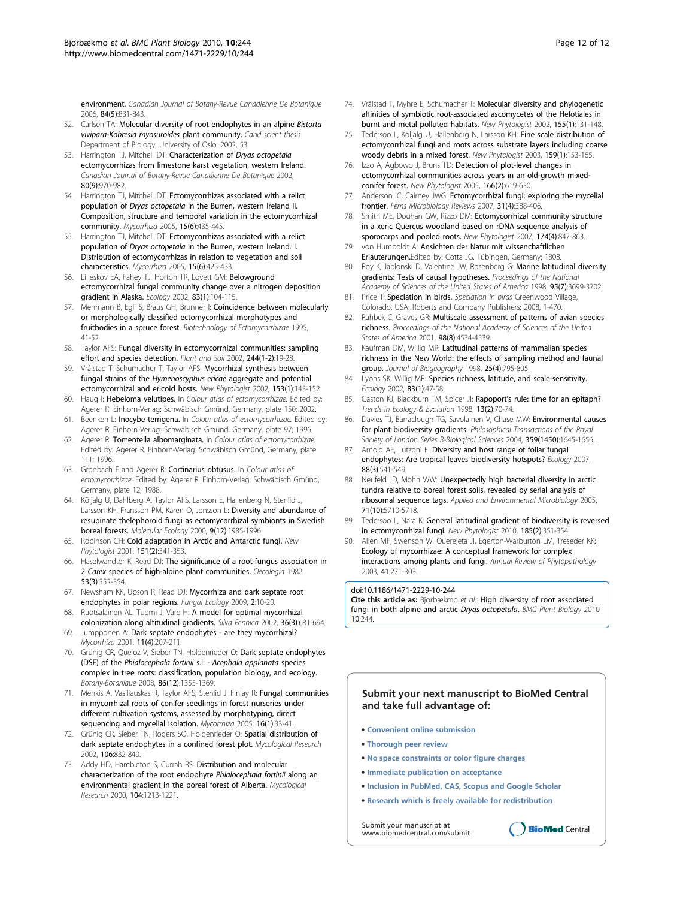environment. *Canadian Journal of Botany-Revue Canadienne De Botanique* 2006, 84(5):831-843.

52. Carlsen TA: **Molecular diversity of root endophytes in an alpine *Bistorta vivipara-Kobresia myosuroides* plant community.** *Cand scient thesis* Department of Biology, University of Oslo; 2002, 53.
53. Harrington TJ, Mitchell DT: **Characterization of *Dryas octopetala* ectomycorrhizas from limestone karst vegetation, western Ireland.** *Canadian Journal of Botany-Revue Canadienne De Botanique* 2002, 80(9):970-982.
54. Harrington TJ, Mitchell DT: **Ectomycorrhizas associated with a relict population of *Dryas octopetala* in the Burren, western Ireland II. Composition, structure and temporal variation in the ectomycorrhizal community.** *Mycorrhiza* 2005, 15(6):435-445.
55. Harrington TJ, Mitchell DT: **Ectomycorrhizas associated with a relict population of *Dryas octopetala* in the Burren, western Ireland. I. Distribution of ectomycorrhizas in relation to vegetation and soil characteristics.** *Mycorrhiza* 2005, 15(6):425-433.
56. Lilleskov EA, Fahey TJ, Horton TR, Lovett GM: **Belowground ectomycorrhizal fungal community change over a nitrogen deposition gradient in Alaska.** *Ecology* 2002, 83(1):104-115.
57. Mehmann B, Egli S, Braus GH, Brunner I: **Coincidence between molecularly or morphologically classified ectomycorrhizal morphotypes and fruitbodies in a spruce forest.** *Biotechnology of Ectomycorrhizae* 1995, 41-52.
58. Taylor AFS: **Fungal diversity in ectomycorrhizal communities: sampling effort and species detection.** *Plant and Soil* 2002, 244(1-2):19-28.
59. Vrålstad T, Schumacher T, Taylor AFS: **Mycorrhizal synthesis between fungal strains of the *Hymenoscyphus ericae* aggregate and potential ectomycorrhizal and ericoid hosts.** *New Phytologist* 2002, 153(1):143-152.
60. Haug I: **Hebeloma velutipes.** In *Colour atlas of ectomycorrhizae.* Edited by: Agerer R. Einhorn-Verlag: Schwäbisch Gmünd, Germany, plate 150; 2002.
61. Beenken L: **Inocybe terrigena.** In *Colour atlas of ectomycorrhizae.* Edited by: Agerer R. Einhorn-Verlag: Schwäbisch Gmünd, Germany, plate 97; 1996.
62. Agerer R: **Tomentella albomarginata.** In *Colour atlas of ectomycorrhizae.* Edited by: Agerer R. Einhorn-Verlag: Schwäbisch Gmünd, Germany, plate 111; 1996.
63. Gronbach E and Agerer R: **Cortinarius obtusus.** In *Colour atlas of ectomycorrhizae.* Edited by: Agerer R. Einhorn-Verlag: Schwäbisch Gmünd, Germany, plate 12; 1988.
64. Kõljalg U, Dahlberg A, Taylor AFS, Larsson E, Hallenberg N, Stenlid J, Larsson KH, Fransson PM, Karen O, Jonsson L: **Diversity and abundance of resupinate thelephoroid fungi as ectomycorrhizal symbionts in Swedish boreal forests.** *Molecular Ecology* 2000, 9(12):1985-1996.
65. Robinson CH: **Cold adaptation in Arctic and Antarctic fungi.** *New Phytologist* 2001, 151(2):341-353.
66. Haselwandter K, Read DJ: **The significance of a root-fungus association in 2 *Carex* species of high-alpine plant communities.** *Oecologia* 1982, 53(3):352-354.
67. Newsham KK, Upson R, Read DJ: **Mycorrhiza and dark septate root endophytes in polar regions.** *Fungal Ecology* 2009, 2:10-20.
68. Ruotsalainen AL, Tuomi J, Vare H: **A model for optimal mycorrhizal colonization along altitudinal gradients.** *Silva Fennica* 2002, 36(3):681-694.
69. Jumpponen A: **Dark septate endophytes - are they mycorrhizal?** *Mycorrhiza* 2001, 11(4):207-211.
70. Grünig CR, Queloz V, Sieber TN, Holdenrieder O: **Dark septate endophytes (DSE) of the *Phialocephala fortinii* s.l. - *Acephala applanata* species complex in tree roots: classification, population biology, and ecology.** *Botany-Botanique* 2008, 86(12):1355-1369.
71. Menkis A, Vasiliauskas R, Taylor AFS, Stenlid J, Finlay R: **Fungal communities in mycorrhizal roots of conifer seedlings in forest nurseries under different cultivation systems, assessed by morphotyping, direct sequencing and mycelial isolation.** *Mycorrhiza* 2005, 16(1):33-41.
72. Grünig CR, Sieber TN, Rogers SO, Holdenrieder O: **Spatial distribution of dark septate endophytes in a confined forest plot.** *Mycological Research* 2002, 106:832-840.
73. Addy HD, Hambleton S, Currah RS: **Distribution and molecular characterization of the root endophyte *Phialocephala fortinii* along an environmental gradient in the boreal forest of Alberta.** *Mycological Research* 2000, 104:1213-1221.
74. Vrålstad T, Myhre E, Schumacher T: **Molecular diversity and phylogenetic affinities of symbiotic root-associated ascomycetes of the Helotiales in burnt and metal polluted habitats.** *New Phytologist* 2002, 155(1):131-148.
75. Tedersoo L, Koljalg U, Hallenberg N, Larsson KH: **Fine scale distribution of ectomycorrhizal fungi and roots across substrate layers including coarse woody debris in a mixed forest.** *New Phytologist* 2003, 159(1):153-165.
76. Izzo A, Agbowo J, Bruns TD: **Detection of plot-level changes in ectomycorrhizal communities across years in an old-growth mixed-conifer forest.** *New Phytologist* 2005, 166(2):619-630.
77. Anderson IC, Cairney JWG: **Ectomycorrhizal fungi: exploring the mycelial frontier.** *Fems Microbiology Reviews* 2007, 31(4):388-406.
78. Smith ME, Douhan GW, Rizzo DM: **Ectomycorrhizal community structure in a xeric Quercus woodland based on rDNA sequence analysis of sporocarps and pooled roots.** *New Phytologist* 2007, 174(4):847-863.
79. von Humboldt A: **Ansichten der Natur mit wissenschaftlichen Erlauterungen.**Edited by: Cotta JG. Tübingen, Germany; 1808.
80. Roy K, Jablonski D, Valentine JW, Rosenberg G: **Marine latitudinal diversity gradients: Tests of causal hypotheses.** *Proceedings of the National Academy of Sciences of the United States of America* 1998, 95(7):3699-3702.
81. Price T: **Speciation in birds.** *Speciation in birds* Greenwood Village, Colorado, USA: Roberts and Company Publishers; 2008, 1-470.
82. Rahbek C, Graves GR: **Multiscale assessment of patterns of avian species richness.** *Proceedings of the National Academy of Sciences of the United States of America* 2001, 98(8):4534-4539.
83. Kaufman DM, Willig MR: **Latitudinal patterns of mammalian species richness in the New World: the effects of sampling method and faunal group.** *Journal of Biogeography* 1998, 25(4):795-805.
84. Lyons SK, Willig MR: **Species richness, latitude, and scale-sensitivity.** *Ecology* 2002, 83(1):47-58.
85. Gaston KJ, Blackburn TM, Spicer JI: **Rapoport's rule: time for an epitaph?** *Trends in Ecology & Evolution* 1998, 13(2):70-74.
86. Davies TJ, Barraclough TG, Savolainen V, Chase MW: **Environmental causes for plant biodiversity gradients.** *Philosophical Transactions of the Royal Society of London Series B-Biological Sciences* 2004, 359(1450):1645-1656.
87. Arnold AE, Lutzoni F: **Diversity and host range of foliar fungal endophytes: Are tropical leaves biodiversity hotspots?** *Ecology* 2007, 88(3):541-549.
88. Neufeld JD, Mohn WW: **Unexpectedly high bacterial diversity in arctic tundra relative to boreal forest soils, revealed by serial analysis of ribosomal sequence tags.** *Applied and Environmental Microbiology* 2005, 71(10):5710-5718.
89. Tedersoo L, Nara K: **General latitudinal gradient of biodiversity is reversed in ectomycorrhizal fungi.** *New Phytologist* 2010, 185(2):351-354.
90. Allen MF, Swenson W, Querejeta JI, Egerton-Warburton LM, Treseder KK: **Ecology of mycorrhizae: A conceptual framework for complex interactions among plants and fungi.** *Annual Review of Phytopathology* 2003, 41:271-303.

doi:10.1186/1471-2229-10-244

**Cite this article as:** Bjorbækmo *et al.*: High diversity of root associated fungi in both alpine and arctic *Dryas octopetala*. *BMC Plant Biology* 2010 10:244.

**Submit your next manuscript to BioMed Central and take full advantage of:**

- **Convenient online submission**
- **Thorough peer review**
- **No space constraints or color figure charges**
- **Immediate publication on acceptance**
- **Inclusion in PubMed, CAS, Scopus and Google Scholar**
- **Research which is freely available for redistribution**

Submit your manuscript at www.biomedcentral.com/submit

BioMed Central